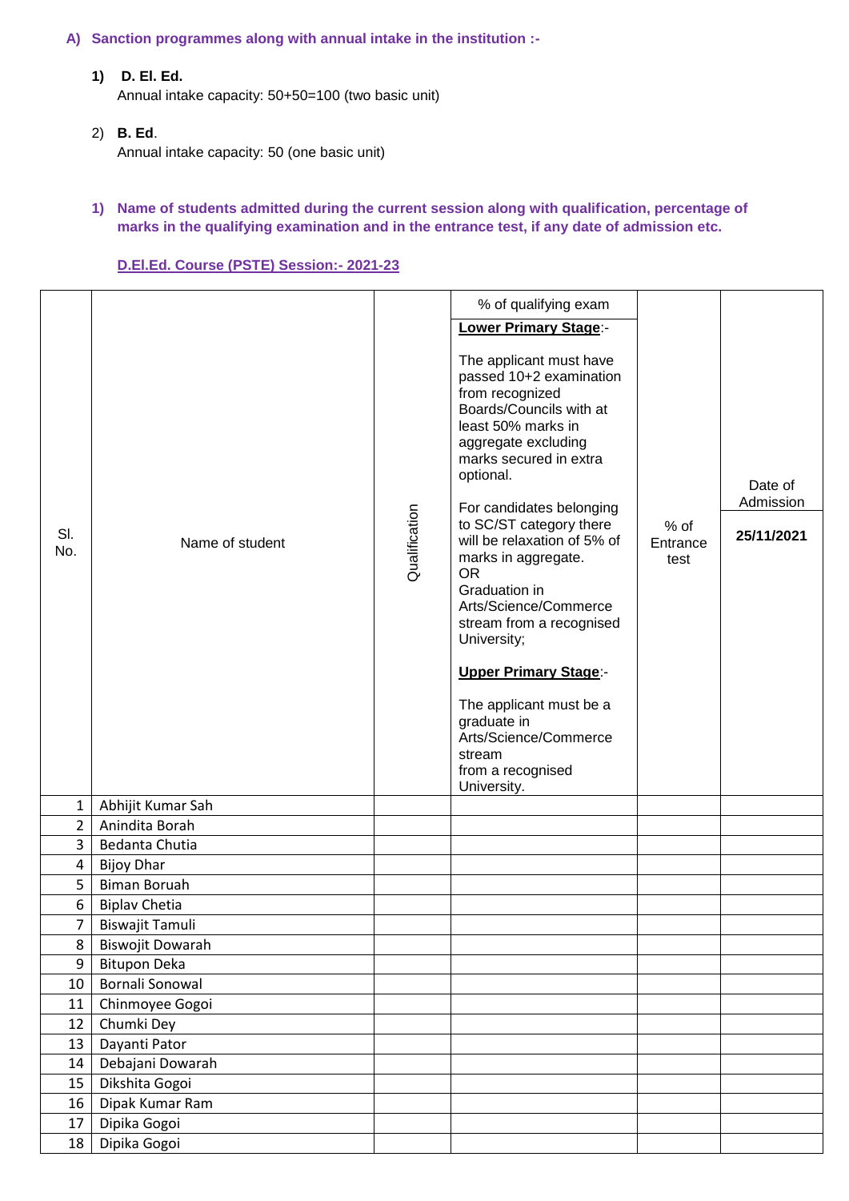**A) Sanction programmes along with annual intake in the institution :-**

1) **D. El. Ed.**
   Annual intake capacity: 50+50=100 (two basic unit)

2) **B. Ed**.
   Annual intake capacity: 50 (one basic unit)

**1) Name of students admitted during the current session along with qualification, percentage of marks in the qualifying examination and in the entrance test, if any date of admission etc.**

**D.El.Ed. Course (PSTE) Session:- 2021-23**

| Sl. No. | Name of student | Qualification | % of qualifying exam<br><br>**Lower Primary Stage**:-<br><br>The applicant must have passed 10+2 examination from recognized Boards/Councils with at least 50% marks in aggregate excluding marks secured in extra optional.<br><br>For candidates belonging to SC/ST category there will be relaxation of 5% of marks in aggregate.<br>OR<br>Graduation in Arts/Science/Commerce stream from a recognised University;<br><br>**Upper Primary Stage**:-<br><br>The applicant must be a graduate in Arts/Science/Commerce stream from a recognised University. | % of Entrance test | Date of Admission<br><br>**25/11/2021** |
|---|---|---|---|---|---|
| 1 | Abhijit Kumar Sah | | | | |
| 2 | Anindita Borah | | | | |
| 3 | Bedanta Chutia | | | | |
| 4 | Bijoy Dhar | | | | |
| 5 | Biman Boruah | | | | |
| 6 | Biplav Chetia | | | | |
| 7 | Biswajit Tamuli | | | | |
| 8 | Biswojit Dowarah | | | | |
| 9 | Bitupon Deka | | | | |
| 10 | Bornali Sonowal | | | | |
| 11 | Chinmoyee Gogoi | | | | |
| 12 | Chumki Dey | | | | |
| 13 | Dayanti Pator | | | | |
| 14 | Debajani Dowarah | | | | |
| 15 | Dikshita Gogoi | | | | |
| 16 | Dipak Kumar Ram | | | | |
| 17 | Dipika Gogoi | | | | |
| 18 | Dipika Gogoi | | | | |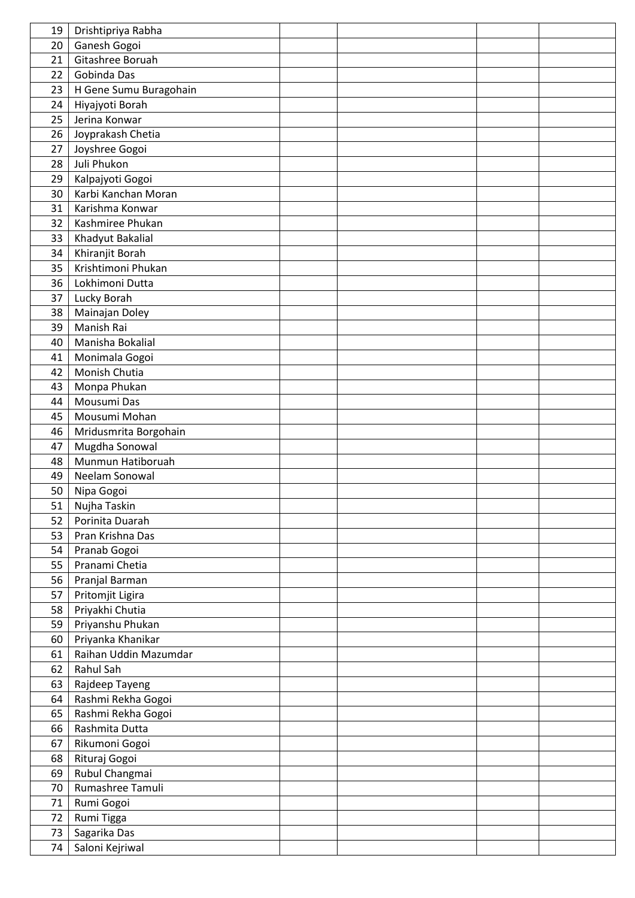| | | | | | |
|---|---|---|---|---|---|
| 19 | Drishtipriya Rabha | | | | |
| 20 | Ganesh Gogoi | | | | |
| 21 | Gitashree Boruah | | | | |
| 22 | Gobinda Das | | | | |
| 23 | H Gene Sumu Buragohain | | | | |
| 24 | Hiyajyoti Borah | | | | |
| 25 | Jerina Konwar | | | | |
| 26 | Joyprakash Chetia | | | | |
| 27 | Joyshree Gogoi | | | | |
| 28 | Juli Phukon | | | | |
| 29 | Kalpajyoti Gogoi | | | | |
| 30 | Karbi Kanchan Moran | | | | |
| 31 | Karishma Konwar | | | | |
| 32 | Kashmiree Phukan | | | | |
| 33 | Khadyut Bakalial | | | | |
| 34 | Khiranjit Borah | | | | |
| 35 | Krishtimoni Phukan | | | | |
| 36 | Lokhimoni Dutta | | | | |
| 37 | Lucky Borah | | | | |
| 38 | Mainajan Doley | | | | |
| 39 | Manish Rai | | | | |
| 40 | Manisha Bokalial | | | | |
| 41 | Monimala Gogoi | | | | |
| 42 | Monish Chutia | | | | |
| 43 | Monpa Phukan | | | | |
| 44 | Mousumi Das | | | | |
| 45 | Mousumi Mohan | | | | |
| 46 | Mridusmrita Borgohain | | | | |
| 47 | Mugdha Sonowal | | | | |
| 48 | Munmun Hatiboruah | | | | |
| 49 | Neelam Sonowal | | | | |
| 50 | Nipa Gogoi | | | | |
| 51 | Nujha Taskin | | | | |
| 52 | Porinita Duarah | | | | |
| 53 | Pran Krishna Das | | | | |
| 54 | Pranab Gogoi | | | | |
| 55 | Pranami Chetia | | | | |
| 56 | Pranjal Barman | | | | |
| 57 | Pritomjit Ligira | | | | |
| 58 | Priyakhi Chutia | | | | |
| 59 | Priyanshu Phukan | | | | |
| 60 | Priyanka Khanikar | | | | |
| 61 | Raihan Uddin Mazumdar | | | | |
| 62 | Rahul Sah | | | | |
| 63 | Rajdeep Tayeng | | | | |
| 64 | Rashmi Rekha Gogoi | | | | |
| 65 | Rashmi Rekha Gogoi | | | | |
| 66 | Rashmita Dutta | | | | |
| 67 | Rikumoni Gogoi | | | | |
| 68 | Rituraj Gogoi | | | | |
| 69 | Rubul Changmai | | | | |
| 70 | Rumashree Tamuli | | | | |
| 71 | Rumi Gogoi | | | | |
| 72 | Rumi Tigga | | | | |
| 73 | Sagarika Das | | | | |
| 74 | Saloni Kejriwal | | | | |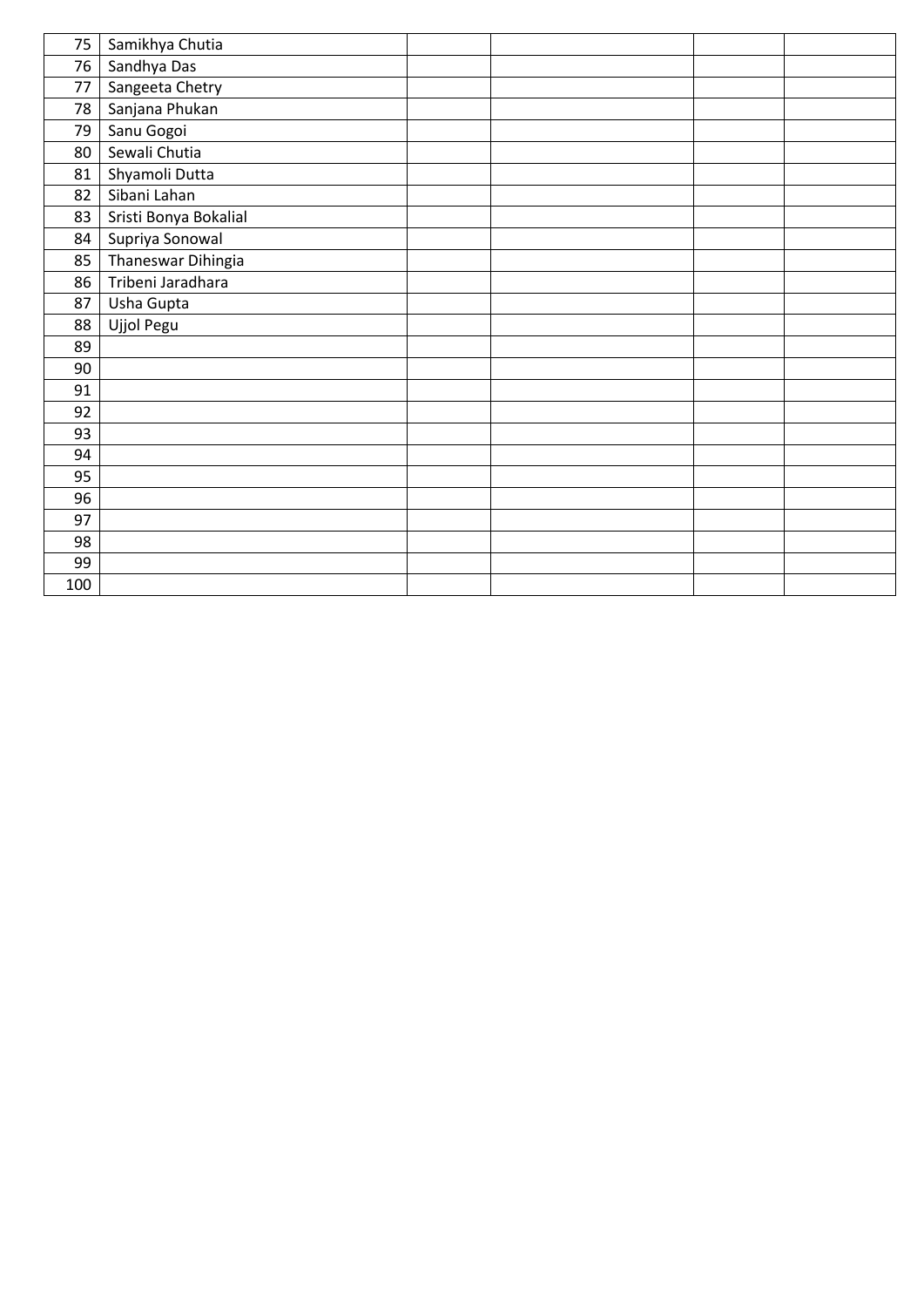| | | | | | |
|---|---|---|---|---|---|
| 75 | Samikhya Chutia | | | | |
| 76 | Sandhya Das | | | | |
| 77 | Sangeeta Chetry | | | | |
| 78 | Sanjana Phukan | | | | |
| 79 | Sanu Gogoi | | | | |
| 80 | Sewali Chutia | | | | |
| 81 | Shyamoli Dutta | | | | |
| 82 | Sibani Lahan | | | | |
| 83 | Sristi Bonya Bokalial | | | | |
| 84 | Supriya Sonowal | | | | |
| 85 | Thaneswar Dihingia | | | | |
| 86 | Tribeni Jaradhara | | | | |
| 87 | Usha Gupta | | | | |
| 88 | Ujjol Pegu | | | | |
| 89 | | | | | |
| 90 | | | | | |
| 91 | | | | | |
| 92 | | | | | |
| 93 | | | | | |
| 94 | | | | | |
| 95 | | | | | |
| 96 | | | | | |
| 97 | | | | | |
| 98 | | | | | |
| 99 | | | | | |
| 100 | | | | | |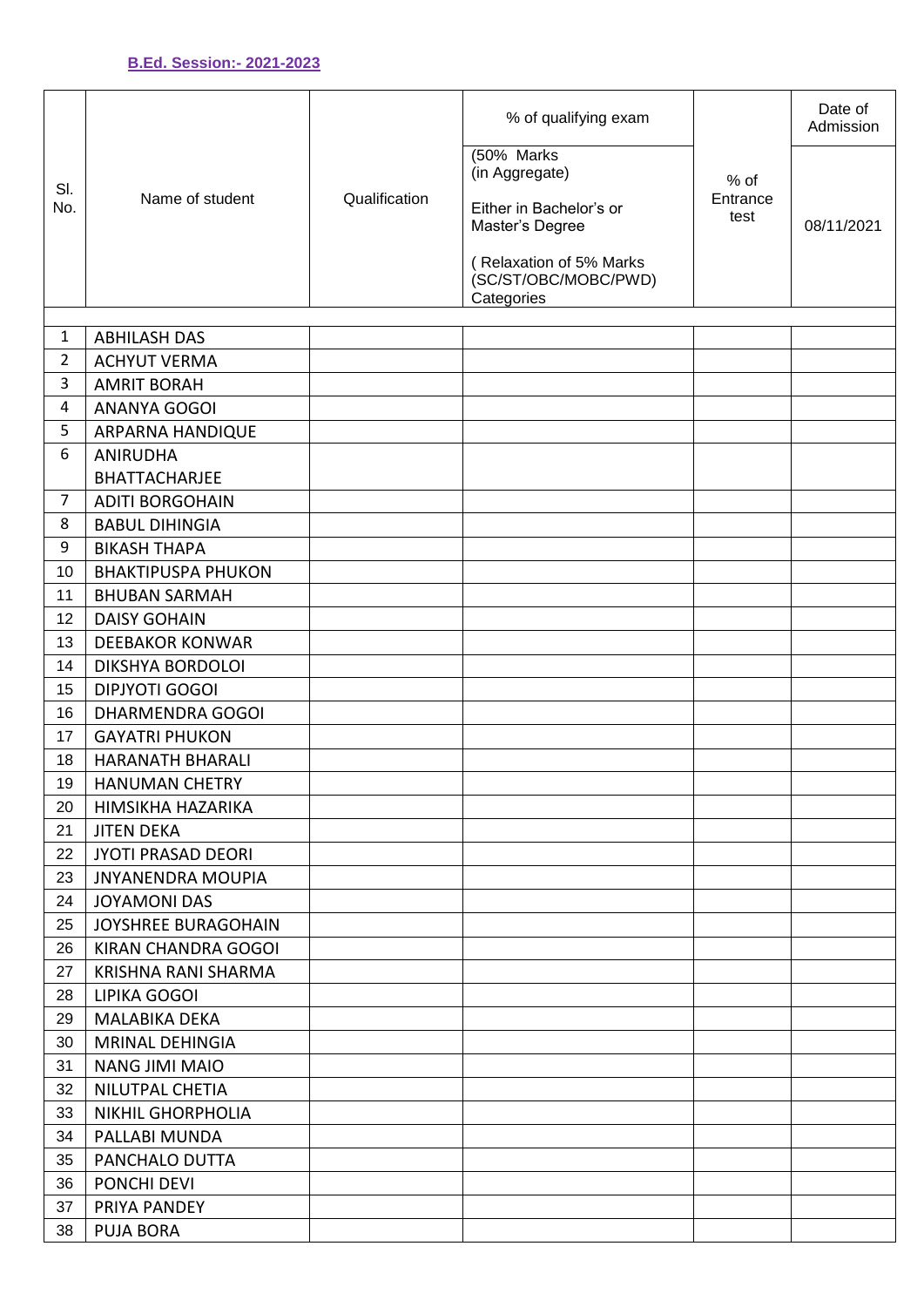**B.Ed. Session:- 2021-2023**

| Sl. No. | Name of student | Qualification | % of qualifying exam (50% Marks (in Aggregate) Either in Bachelor's or Master's Degree ( Relaxation of 5% Marks (SC/ST/OBC/MOBC/PWD) Categories | % of Entrance test | Date of Admission 08/11/2021 |
|---|---|---|---|---|---|
| 1 | ABHILASH DAS | | | | |
| 2 | ACHYUT VERMA | | | | |
| 3 | AMRIT BORAH | | | | |
| 4 | ANANYA GOGOI | | | | |
| 5 | ARPARNA HANDIQUE | | | | |
| 6 | ANIRUDHA BHATTACHARJEE | | | | |
| 7 | ADITI BORGOHAIN | | | | |
| 8 | BABUL DIHINGIA | | | | |
| 9 | BIKASH THAPA | | | | |
| 10 | BHAKTIPUSPA PHUKON | | | | |
| 11 | BHUBAN SARMAH | | | | |
| 12 | DAISY GOHAIN | | | | |
| 13 | DEEBAKOR KONWAR | | | | |
| 14 | DIKSHYA BORDOLOI | | | | |
| 15 | DIPJYOTI GOGOI | | | | |
| 16 | DHARMENDRA GOGOI | | | | |
| 17 | GAYATRI PHUKON | | | | |
| 18 | HARANATH BHARALI | | | | |
| 19 | HANUMAN CHETRY | | | | |
| 20 | HIMSIKHA HAZARIKA | | | | |
| 21 | JITEN DEKA | | | | |
| 22 | JYOTI PRASAD DEORI | | | | |
| 23 | JNYANENDRA MOUPIA | | | | |
| 24 | JOYAMONI DAS | | | | |
| 25 | JOYSHREE BURAGOHAIN | | | | |
| 26 | KIRAN CHANDRA GOGOI | | | | |
| 27 | KRISHNA RANI SHARMA | | | | |
| 28 | LIPIKA GOGOI | | | | |
| 29 | MALABIKA DEKA | | | | |
| 30 | MRINAL DEHINGIA | | | | |
| 31 | NANG JIMI MAIO | | | | |
| 32 | NILUTPAL CHETIA | | | | |
| 33 | NIKHIL GHORPHOLIA | | | | |
| 34 | PALLABI MUNDA | | | | |
| 35 | PANCHALO DUTTA | | | | |
| 36 | PONCHI DEVI | | | | |
| 37 | PRIYA PANDEY | | | | |
| 38 | PUJA BORA | | | | |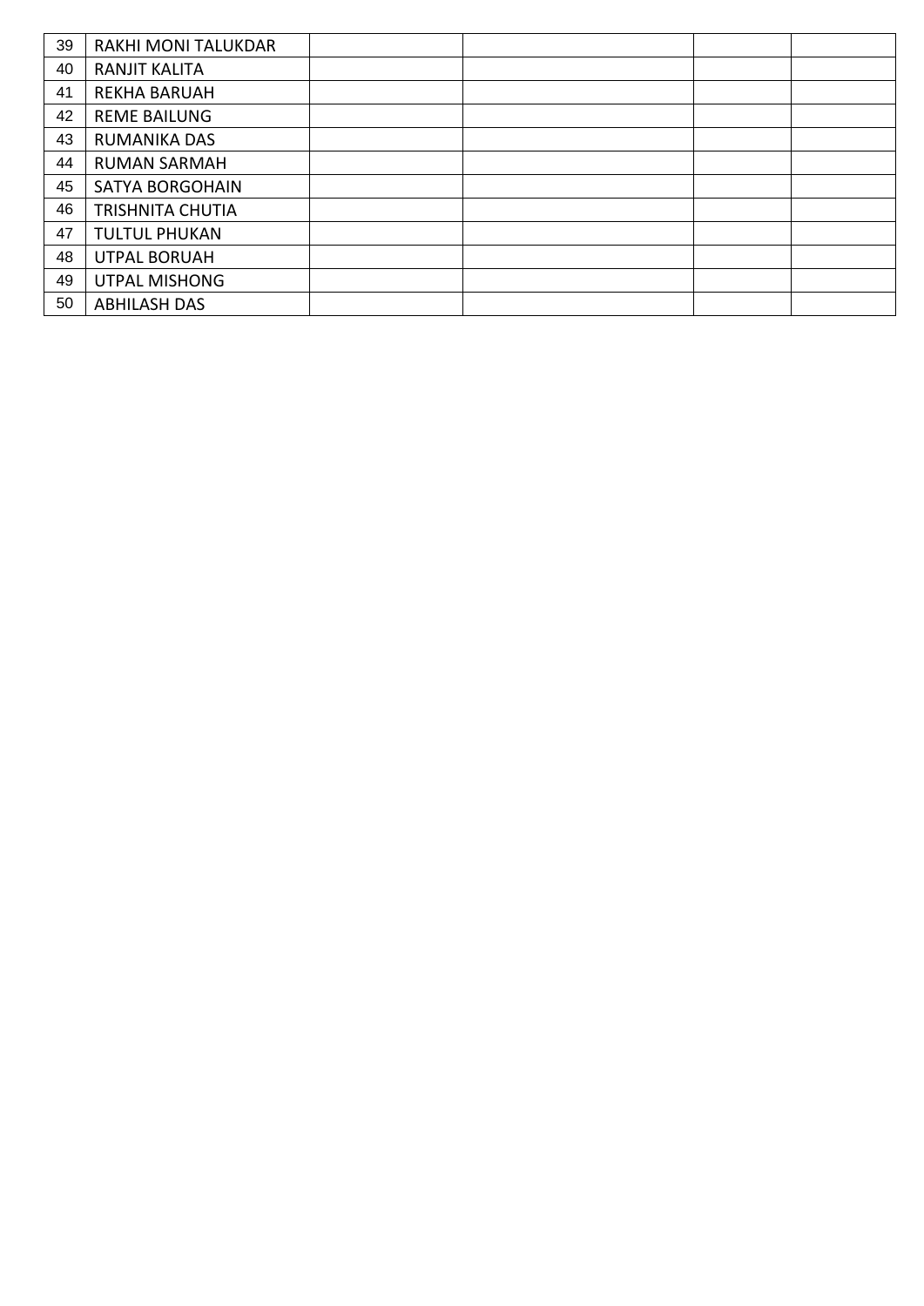| | | | | | |
|---|---|---|---|---|---|
| 39 | RAKHI MONI TALUKDAR | | | | |
| 40 | RANJIT KALITA | | | | |
| 41 | REKHA BARUAH | | | | |
| 42 | REME BAILUNG | | | | |
| 43 | RUMANIKA DAS | | | | |
| 44 | RUMAN SARMAH | | | | |
| 45 | SATYA BORGOHAIN | | | | |
| 46 | TRISHNITA CHUTIA | | | | |
| 47 | TULTUL PHUKAN | | | | |
| 48 | UTPAL BORUAH | | | | |
| 49 | UTPAL MISHONG | | | | |
| 50 | ABHILASH DAS | | | | |